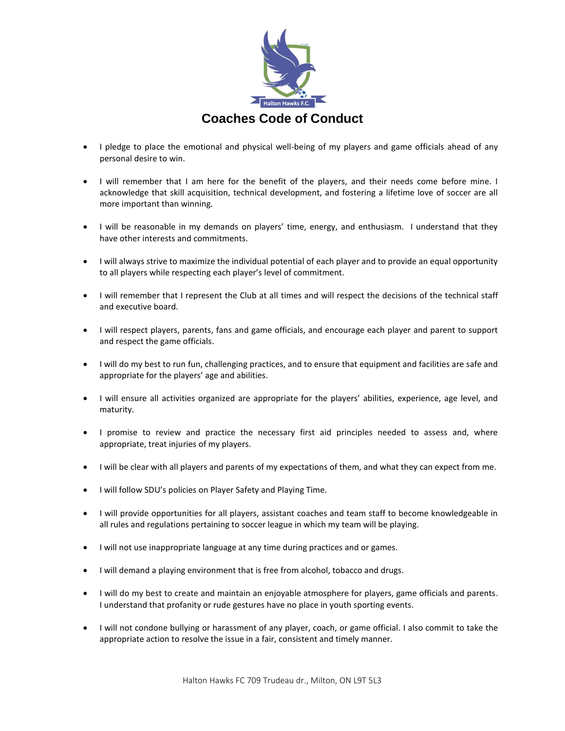# Coaches Code of Conduct

- I pledge to place the emotional and physical well-being of my players and game officials ahead of any personal desire to win.
- I will remember that I am here for the benefit of the players, and their needs come before mine. I acknowledge that skill acquisition, technical development, and fostering a lifetime love of soccer are all more important than winning.
- I will be reasonable in my demands on players' time, energy, and enthusiasm. I understand that they have other interests and commitments.
- I will always strive to maximize the individual potential of each player and to provide an equal opportunity to all players while respecting each player's level of commitment.
- I will remember that I represent the Club at all times and will respect the decisions of the technical staff and executive board.
- I will respect players, parents, fans and game officials, and encourage each player and parent to support and respect the game officials.
- I will do my best to run fun, challenging practices, and to ensure that equipment and facilities are safe and appropriate for the players' age and abilities.
- I will ensure all activities organized are appropriate for the players' abilities, experience, age level, and maturity.
- I promise to review and practice the necessary first aid principles needed to assess and, where appropriate, treat injuries of my players.
- I will be clear with all players and parents of my expectations of them, and what they can expect from me.
- I will follow SDU's policies on Player Safety and Playing Time.
- I will provide opportunities for all players, assistant coaches and team staff to become knowledgeable in all rules and regulations pertaining to soccer league in which my team will be playing.
- I will not use inappropriate language at any time during practices and or games.
- I will demand a playing environment that is free from alcohol, tobacco and drugs.
- I will do my best to create and maintain an enjoyable atmosphere for players, game officials and parents. I understand that profanity or rude gestures have no place in youth sporting events.
- I will not condone bullying or harassment of any player, coach, or game official. I also commit to take the appropriate action to resolve the issue in a fair, consistent and timely manner.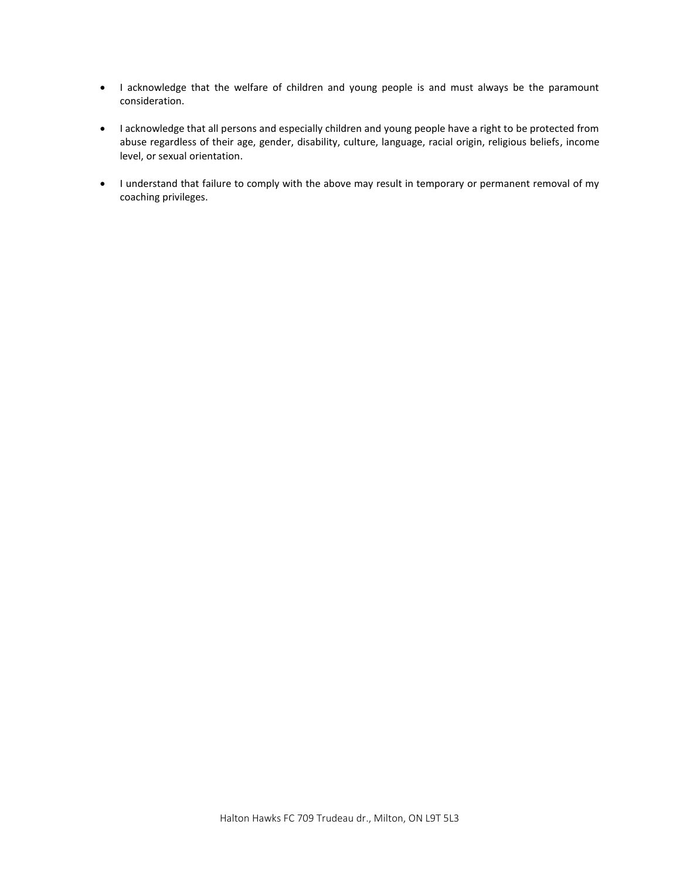- I acknowledge that the welfare of children and young people is and must always be the paramount consideration.
- I acknowledge that all persons and especially children and young people have a right to be protected from abuse regardless of their age, gender, disability, culture, language, racial origin, religious beliefs, income level, or sexual orientation.
- I understand that failure to comply with the above may result in temporary or permanent removal of my coaching privileges.